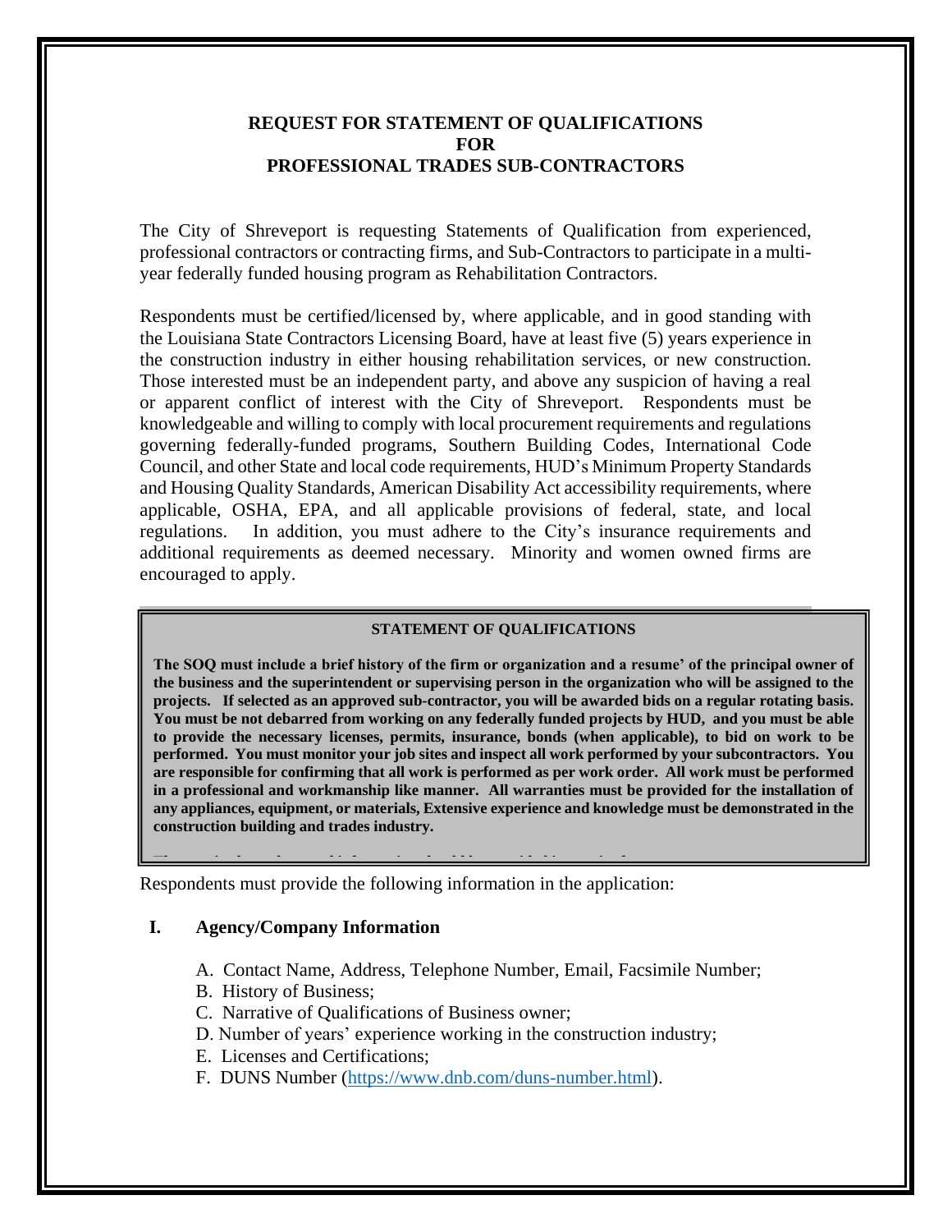# REQUEST FOR STATEMENT OF QUALIFICATIONS FOR PROFESSIONAL TRADES SUB-CONTRACTORS

The City of Shreveport is requesting Statements of Qualification from experienced, professional contractors or contracting firms, and Sub-Contractors to participate in a multi-year federally funded housing program as Rehabilitation Contractors.

Respondents must be certified/licensed by, where applicable, and in good standing with the Louisiana State Contractors Licensing Board, have at least five (5) years experience in the construction industry in either housing rehabilitation services, or new construction. Those interested must be an independent party, and above any suspicion of having a real or apparent conflict of interest with the City of Shreveport. Respondents must be knowledgeable and willing to comply with local procurement requirements and regulations governing federally-funded programs, Southern Building Codes, International Code Council, and other State and local code requirements, HUD's Minimum Property Standards and Housing Quality Standards, American Disability Act accessibility requirements, where applicable, OSHA, EPA, and all applicable provisions of federal, state, and local regulations. In addition, you must adhere to the City's insurance requirements and additional requirements as deemed necessary. Minority and women owned firms are encouraged to apply.

## STATEMENT OF QUALIFICATIONS

**The SOQ must include a brief history of the firm or organization and a resume' of the principal owner of the business and the superintendent or supervising person in the organization who will be assigned to the projects. If selected as an approved sub-contractor, you will be awarded bids on a regular rotating basis. You must be not debarred from working on any federally funded projects by HUD, and you must be able to provide the necessary licenses, permits, insurance, bonds (when applicable), to bid on work to be performed. You must monitor your job sites and inspect all work performed by your subcontractors. You are responsible for confirming that all work is performed as per work order. All work must be performed in a professional and workmanship like manner. All warranties must be provided for the installation of any appliances, equipment, or materials, Extensive experience and knowledge must be demonstrated in the construction building and trades industry.**

Respondents must provide the following information in the application:

## I. Agency/Company Information

A. Contact Name, Address, Telephone Number, Email, Facsimile Number;
B. History of Business;
C. Narrative of Qualifications of Business owner;
D. Number of years' experience working in the construction industry;
E. Licenses and Certifications;
F. DUNS Number (https://www.dnb.com/duns-number.html).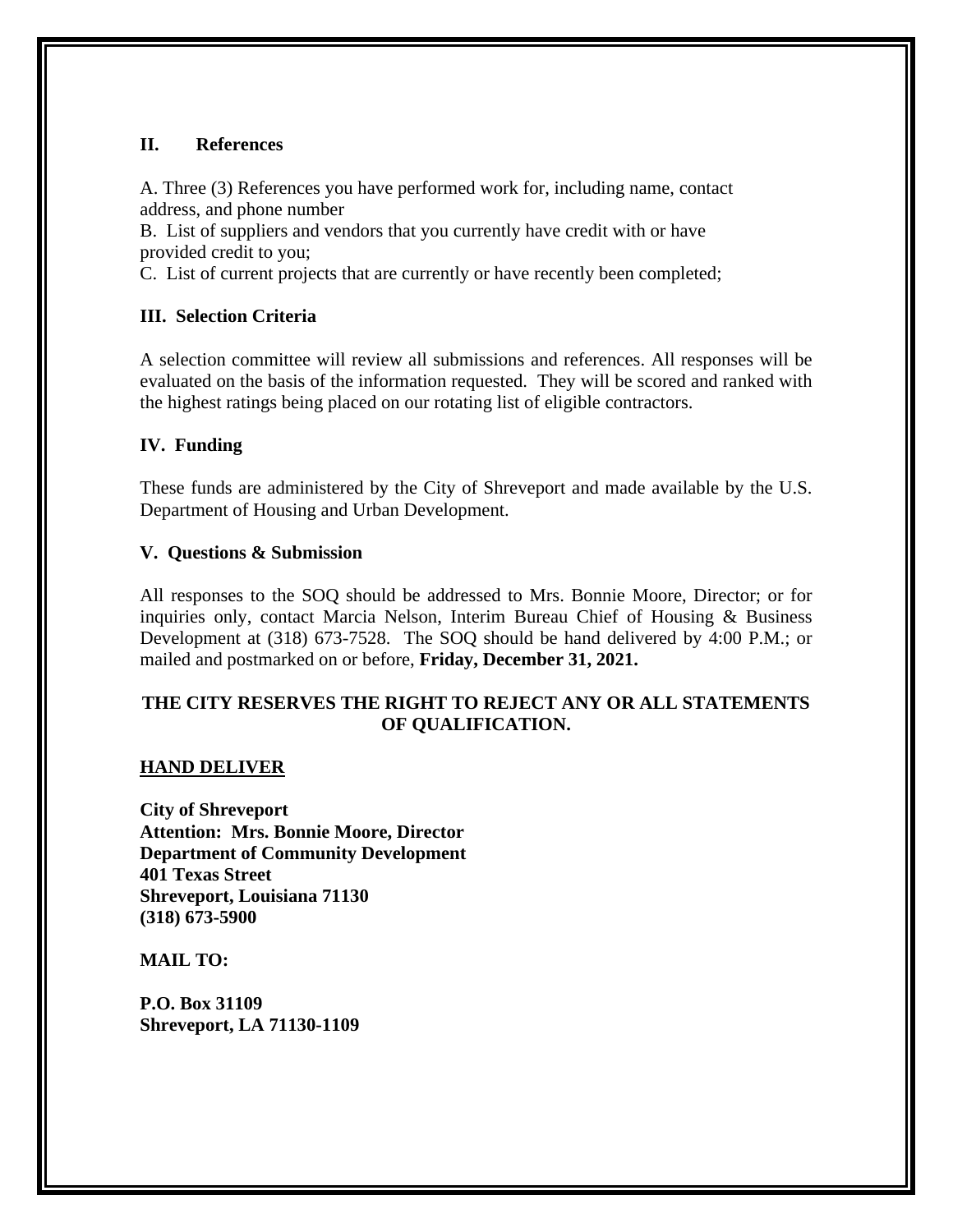## II. References

A. Three (3) References you have performed work for, including name, contact address, and phone number

B. List of suppliers and vendors that you currently have credit with or have provided credit to you;

C. List of current projects that are currently or have recently been completed;

## III. Selection Criteria

A selection committee will review all submissions and references. All responses will be evaluated on the basis of the information requested. They will be scored and ranked with the highest ratings being placed on our rotating list of eligible contractors.

## IV. Funding

These funds are administered by the City of Shreveport and made available by the U.S. Department of Housing and Urban Development.

## V. Questions & Submission

All responses to the SOQ should be addressed to Mrs. Bonnie Moore, Director; or for inquiries only, contact Marcia Nelson, Interim Bureau Chief of Housing & Business Development at (318) 673-7528. The SOQ should be hand delivered by 4:00 P.M.; or mailed and postmarked on or before, **Friday, December 31, 2021.**

**THE CITY RESERVES THE RIGHT TO REJECT ANY OR ALL STATEMENTS OF QUALIFICATION.**

**HAND DELIVER**

**City of Shreveport**
**Attention: Mrs. Bonnie Moore, Director**
**Department of Community Development**
**401 Texas Street**
**Shreveport, Louisiana 71130**
**(318) 673-5900**

**MAIL TO:**

**P.O. Box 31109**
**Shreveport, LA 71130-1109**